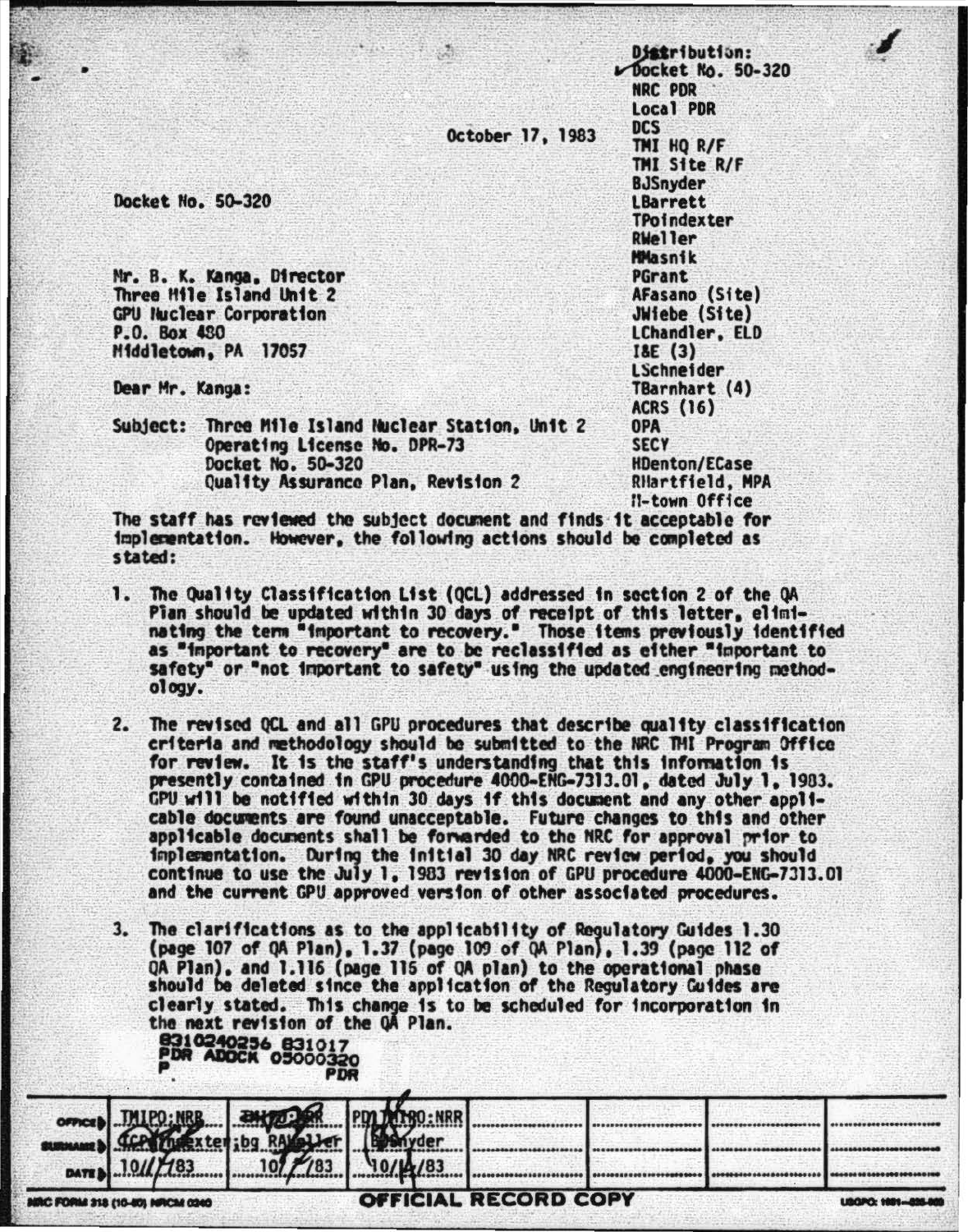October 17, 1983

Distribution:
✓Docket No. 50-320
NRC PDR
Local PDR
DCS
TMI HQ R/F
TMI Site R/F
BJSnyder
LBarrett
TPoindexter
RWeller
MMasnik
PGrant
AFasano (Site)
JWiebe (Site)
LChandler, ELD
I&E (3)
LSchneider
TBarnhart (4)
ACRS (16)
OPA
SECY
HDenton/ECase
RHartfield, MPA
M-town Office

Docket No. 50-320

Mr. B. K. Kanga, Director
Three Mile Island Unit 2
GPU Nuclear Corporation
P.O. Box 480
Middletown, PA 17057

Dear Mr. Kanga:

Subject: Three Mile Island Nuclear Station, Unit 2
Operating License No. DPR-73
Docket No. 50-320
Quality Assurance Plan, Revision 2

The staff has reviewed the subject document and finds it acceptable for implementation. However, the following actions should be completed as stated:

1. The Quality Classification List (QCL) addressed in section 2 of the QA Plan should be updated within 30 days of receipt of this letter, eliminating the term "important to recovery." Those items previously identified as "important to recovery" are to be reclassified as either "important to safety" or "not important to safety" using the updated engineering methodology.

2. The revised QCL and all GPU procedures that describe quality classification criteria and methodology should be submitted to the NRC TMI Program Office for review. It is the staff's understanding that this information is presently contained in GPU procedure 4000-ENG-7313.01, dated July 1, 1983. GPU will be notified within 30 days if this document and any other applicable documents are found unacceptable. Future changes to this and other applicable documents shall be forwarded to the NRC for approval prior to implementation. During the initial 30 day NRC review period, you should continue to use the July 1, 1983 revision of GPU procedure 4000-ENG-7313.01 and the current GPU approved version of other associated procedures.

3. The clarifications as to the applicability of Regulatory Guides 1.30 (page 107 of QA Plan), 1.37 (page 109 of QA Plan), 1.39 (page 112 of QA Plan), and 1.116 (page 115 of QA plan) to the operational phase should be deleted since the application of the Regulatory Guides are clearly stated. This change is to be scheduled for incorporation in the next revision of the QA Plan.

8310240256 831017
PDR ADOCK 05000320
P PDR

| OFFICE | TMIPO:NRR | TMIPO:NRR | PD TMIPO:NRR | | | | |
|---|---|---|---|---|---|---|---|
| SURNAME | TCPoindexter:bg | RAWeller | BJSnyder | | | | |
| DATE | 10/ /83 | 10/ /83 | 10/ /83 | | | | |

NRC FORM 318 (10-80) NRCM 0240

OFFICIAL RECORD COPY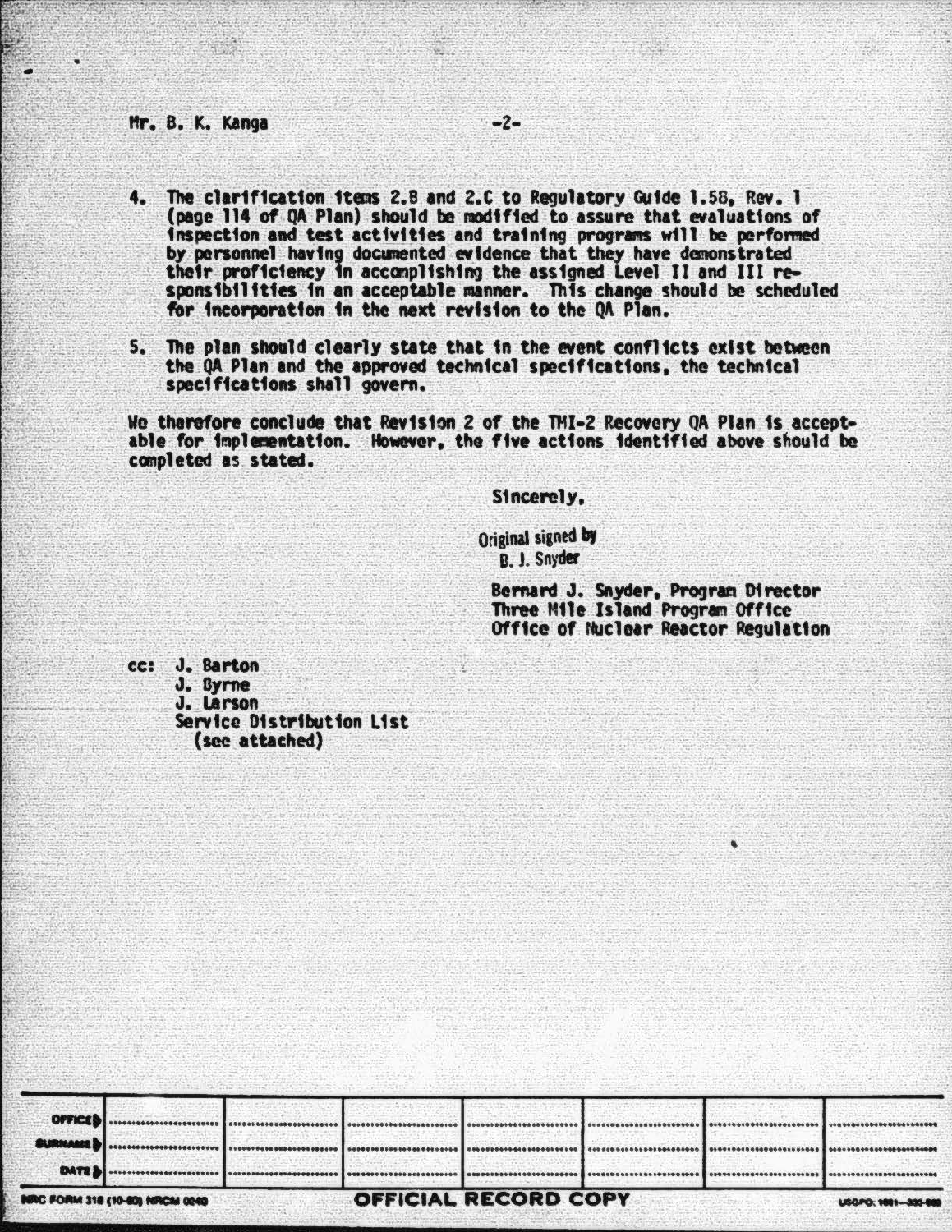4. The clarification items 2.B and 2.C to Regulatory Guide 1.58, Rev. 1 (page 114 of QA Plan) should be modified to assure that evaluations of inspection and test activities and training programs will be performed by personnel having documented evidence that they have demonstrated their proficiency in accomplishing the assigned Level II and III responsibilities in an acceptable manner. This change should be scheduled for incorporation in the next revision to the QA Plan.

5. The plan should clearly state that in the event conflicts exist between the QA Plan and the approved technical specifications, the technical specifications shall govern.

We therefore conclude that Revision 2 of the TMI-2 Recovery QA Plan is acceptable for implementation. However, the five actions identified above should be completed as stated.

Sincerely,

Original signed by
B. J. Snyder

Bernard J. Snyder, Program Director
Three Mile Island Program Office
Office of Nuclear Reactor Regulation

cc: J. Barton
J. Byrne
J. Larson
Service Distribution List
(see attached)

| | | | | | | | |
|---|---|---|---|---|---|---|---|
| OFFICE | | | | | | | |
| SURNAME | | | | | | | |
| DATE | | | | | | | |

NRC FORM 318 (10-80) NRCM 0240

OFFICIAL RECORD COPY

USGPO: 1981—335-960